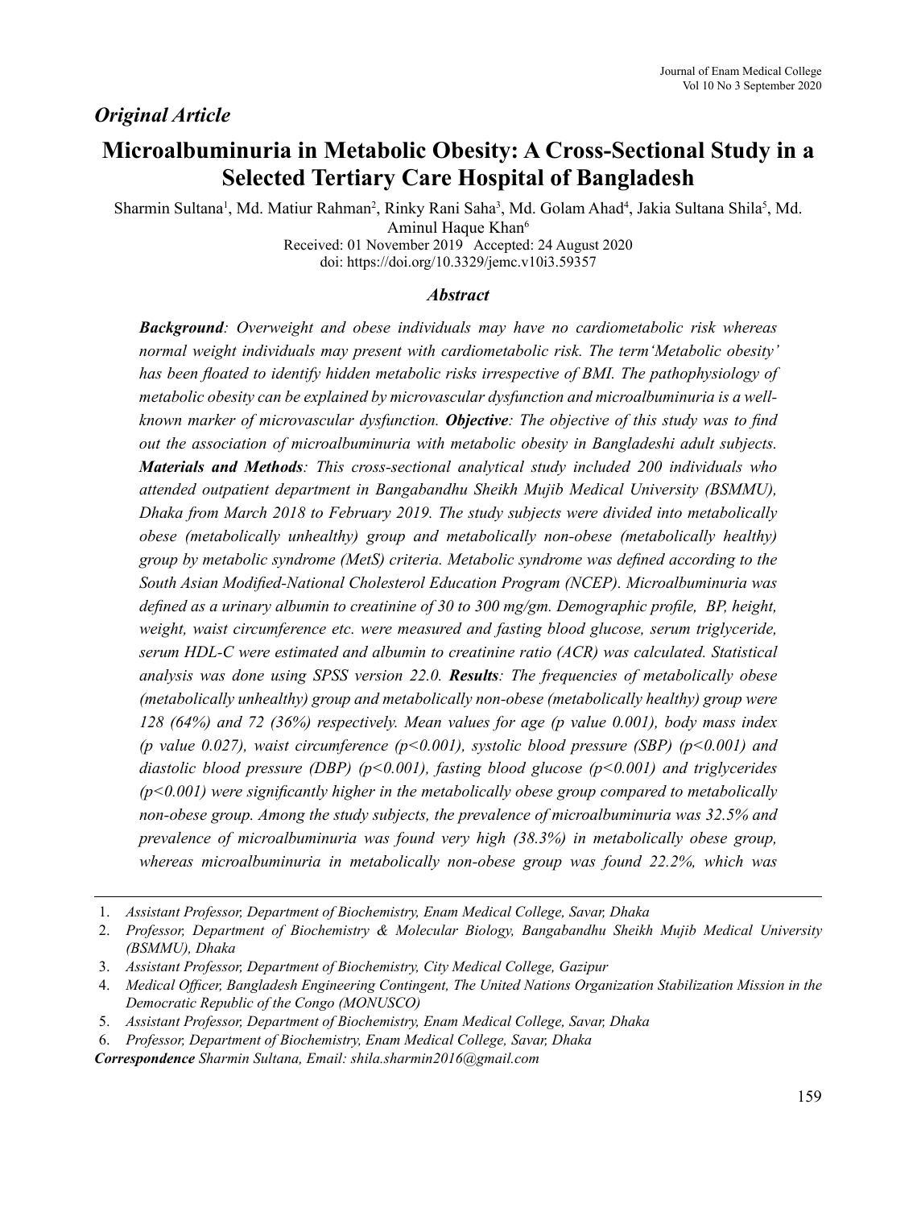*Original Article*

# Microalbuminuria in Metabolic Obesity: A Cross-Sectional Study in a Selected Tertiary Care Hospital of Bangladesh

Sharmin Sultana[1], Md. Matiur Rahman[2], Rinky Rani Saha[3], Md. Golam Ahad[4], Jakia Sultana Shila[5], Md. Aminul Haque Khan[6]

Received: 01 November 2019 Accepted: 24 August 2020

doi: https://doi.org/10.3329/jemc.v10i3.59357

## Abstract

***Background***: *Overweight and obese individuals may have no cardiometabolic risk whereas normal weight individuals may present with cardiometabolic risk. The term'Metabolic obesity' has been floated to identify hidden metabolic risks irrespective of BMI. The pathophysiology of metabolic obesity can be explained by microvascular dysfunction and microalbuminuria is a well-known marker of microvascular dysfunction.* ***Objective***: *The objective of this study was to find out the association of microalbuminuria with metabolic obesity in Bangladeshi adult subjects.* ***Materials and Methods***: *This cross-sectional analytical study included 200 individuals who attended outpatient department in Bangabandhu Sheikh Mujib Medical University (BSMMU), Dhaka from March 2018 to February 2019. The study subjects were divided into metabolically obese (metabolically unhealthy) group and metabolically non-obese (metabolically healthy) group by metabolic syndrome (MetS) criteria. Metabolic syndrome was defined according to the South Asian Modified-National Cholesterol Education Program (NCEP). Microalbuminuria was defined as a urinary albumin to creatinine of 30 to 300 mg/gm. Demographic profile, BP, height, weight, waist circumference etc. were measured and fasting blood glucose, serum triglyceride, serum HDL-C were estimated and albumin to creatinine ratio (ACR) was calculated. Statistical analysis was done using SPSS version 22.0.* ***Results***: *The frequencies of metabolically obese (metabolically unhealthy) group and metabolically non-obese (metabolically healthy) group were 128 (64%) and 72 (36%) respectively. Mean values for age (p value 0.001), body mass index (p value 0.027), waist circumference (p<0.001), systolic blood pressure (SBP) (p<0.001) and diastolic blood pressure (DBP) (p<0.001), fasting blood glucose (p<0.001) and triglycerides (p<0.001) were significantly higher in the metabolically obese group compared to metabolically non-obese group. Among the study subjects, the prevalence of microalbuminuria was 32.5% and prevalence of microalbuminuria was found very high (38.3%) in metabolically obese group, whereas microalbuminuria in metabolically non-obese group was found 22.2%, which was*

---

1. *Assistant Professor, Department of Biochemistry, Enam Medical College, Savar, Dhaka*
2. *Professor, Department of Biochemistry & Molecular Biology, Bangabandhu Sheikh Mujib Medical University (BSMMU), Dhaka*
3. *Assistant Professor, Department of Biochemistry, City Medical College, Gazipur*
4. *Medical Officer, Bangladesh Engineering Contingent, The United Nations Organization Stabilization Mission in the Democratic Republic of the Congo (MONUSCO)*
5. *Assistant Professor, Department of Biochemistry, Enam Medical College, Savar, Dhaka*
6. *Professor, Department of Biochemistry, Enam Medical College, Savar, Dhaka*

***Correspondence*** *Sharmin Sultana, Email: shila.sharmin2016@gmail.com*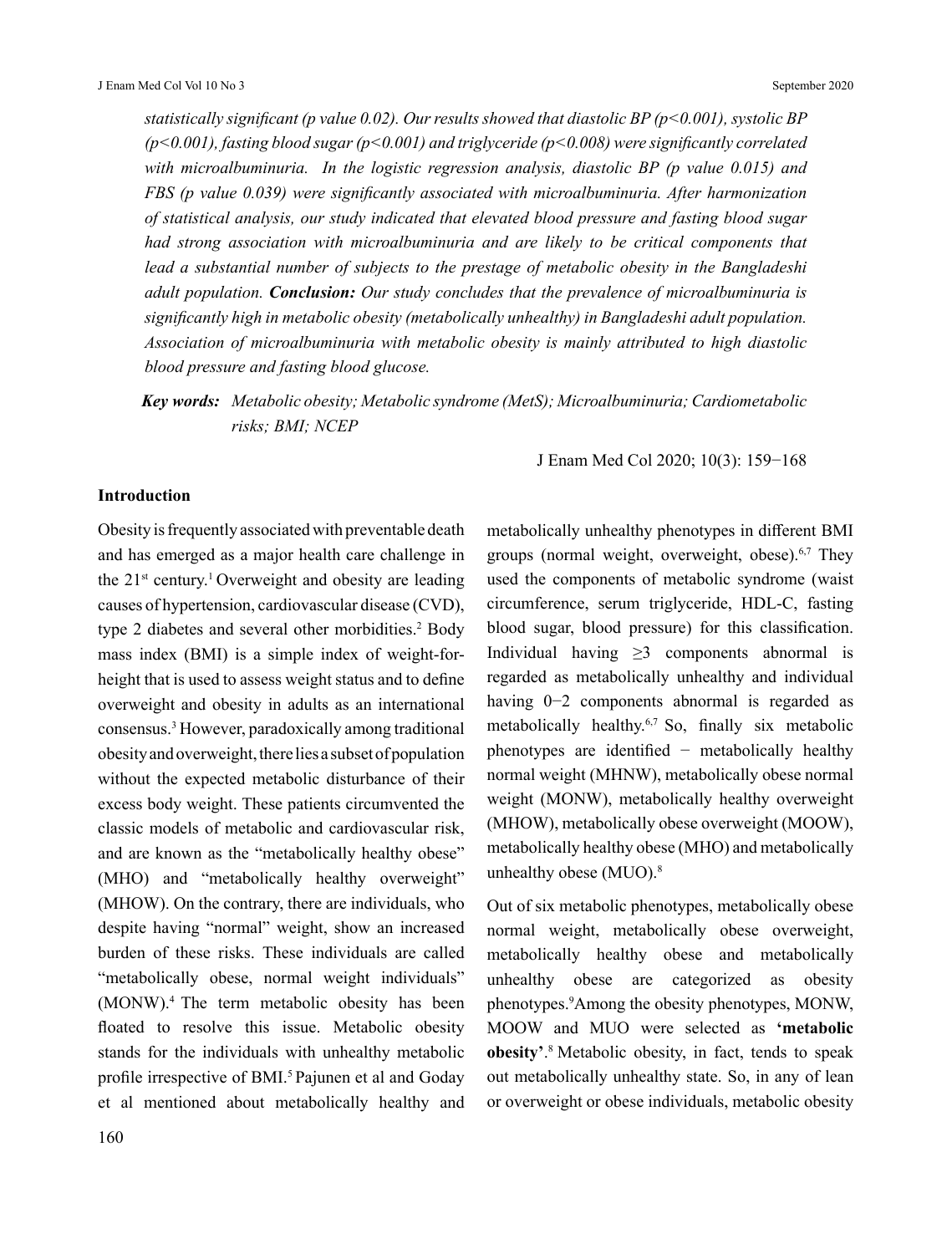*statistically significant (p value 0.02). Our results showed that diastolic BP (p<0.001), systolic BP (p<0.001), fasting blood sugar (p<0.001) and triglyceride (p<0.008) were significantly correlated with microalbuminuria. In the logistic regression analysis, diastolic BP (p value 0.015) and FBS (p value 0.039) were significantly associated with microalbuminuria. After harmonization of statistical analysis, our study indicated that elevated blood pressure and fasting blood sugar had strong association with microalbuminuria and are likely to be critical components that lead a substantial number of subjects to the prestage of metabolic obesity in the Bangladeshi adult population.* ***Conclusion:*** *Our study concludes that the prevalence of microalbuminuria is significantly high in metabolic obesity (metabolically unhealthy) in Bangladeshi adult population. Association of microalbuminuria with metabolic obesity is mainly attributed to high diastolic blood pressure and fasting blood glucose.*

***Key words:*** *Metabolic obesity; Metabolic syndrome (MetS); Microalbuminuria; Cardiometabolic risks; BMI; NCEP*

J Enam Med Col 2020; 10(3): 159−168

## Introduction

Obesity is frequently associated with preventable death and has emerged as a major health care challenge in the 21st century.[1] Overweight and obesity are leading causes of hypertension, cardiovascular disease (CVD), type 2 diabetes and several other morbidities.[2] Body mass index (BMI) is a simple index of weight-for-height that is used to assess weight status and to define overweight and obesity in adults as an international consensus.[3] However, paradoxically among traditional obesity and overweight, there lies a subset of population without the expected metabolic disturbance of their excess body weight. These patients circumvented the classic models of metabolic and cardiovascular risk, and are known as the "metabolically healthy obese" (MHO) and "metabolically healthy overweight" (MHOW). On the contrary, there are individuals, who despite having "normal" weight, show an increased burden of these risks. These individuals are called "metabolically obese, normal weight individuals" (MONW).[4] The term metabolic obesity has been floated to resolve this issue. Metabolic obesity stands for the individuals with unhealthy metabolic profile irrespective of BMI.[5] Pajunen et al and Goday et al mentioned about metabolically healthy and metabolically unhealthy phenotypes in different BMI groups (normal weight, overweight, obese).[6,7] They used the components of metabolic syndrome (waist circumference, serum triglyceride, HDL-C, fasting blood sugar, blood pressure) for this classification. Individual having ≥3 components abnormal is regarded as metabolically unhealthy and individual having 0−2 components abnormal is regarded as metabolically healthy.[6,7] So, finally six metabolic phenotypes are identified − metabolically healthy normal weight (MHNW), metabolically obese normal weight (MONW), metabolically healthy overweight (MHOW), metabolically obese overweight (MOOW), metabolically healthy obese (MHO) and metabolically unhealthy obese (MUO).[8]

Out of six metabolic phenotypes, metabolically obese normal weight, metabolically obese overweight, metabolically healthy obese and metabolically unhealthy obese are categorized as obesity phenotypes.[9] Among the obesity phenotypes, MONW, MOOW and MUO were selected as **'metabolic obesity'**.[8] Metabolic obesity, in fact, tends to speak out metabolically unhealthy state. So, in any of lean or overweight or obese individuals, metabolic obesity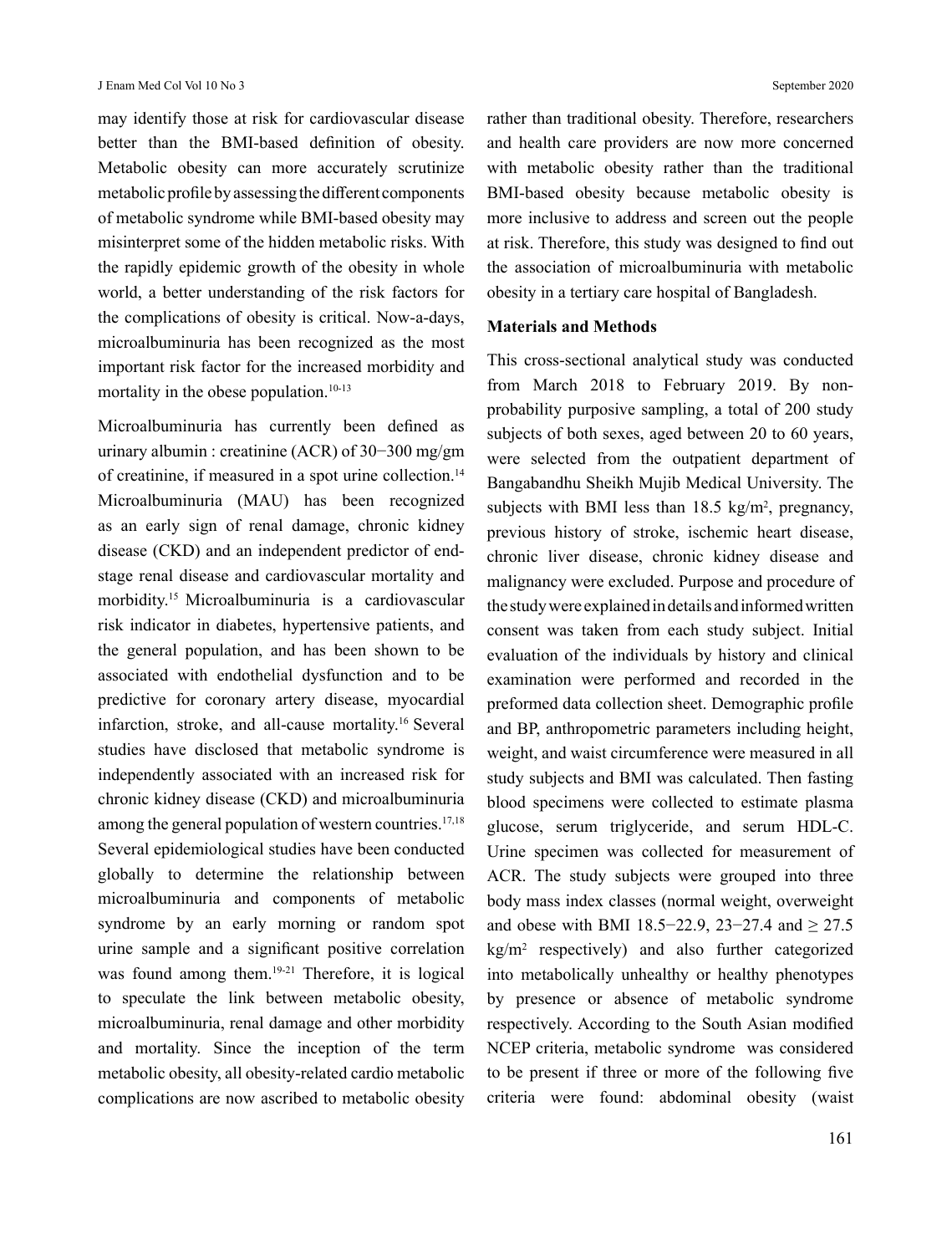may identify those at risk for cardiovascular disease better than the BMI-based definition of obesity. Metabolic obesity can more accurately scrutinize metabolic profile by assessing the different components of metabolic syndrome while BMI-based obesity may misinterpret some of the hidden metabolic risks. With the rapidly epidemic growth of the obesity in whole world, a better understanding of the risk factors for the complications of obesity is critical. Now-a-days, microalbuminuria has been recognized as the most important risk factor for the increased morbidity and mortality in the obese population.[10-13]

Microalbuminuria has currently been defined as urinary albumin : creatinine (ACR) of 30−300 mg/gm of creatinine, if measured in a spot urine collection.[14] Microalbuminuria (MAU) has been recognized as an early sign of renal damage, chronic kidney disease (CKD) and an independent predictor of end-stage renal disease and cardiovascular mortality and morbidity.[15] Microalbuminuria is a cardiovascular risk indicator in diabetes, hypertensive patients, and the general population, and has been shown to be associated with endothelial dysfunction and to be predictive for coronary artery disease, myocardial infarction, stroke, and all-cause mortality.[16] Several studies have disclosed that metabolic syndrome is independently associated with an increased risk for chronic kidney disease (CKD) and microalbuminuria among the general population of western countries.[17,18] Several epidemiological studies have been conducted globally to determine the relationship between microalbuminuria and components of metabolic syndrome by an early morning or random spot urine sample and a significant positive correlation was found among them.[19-21] Therefore, it is logical to speculate the link between metabolic obesity, microalbuminuria, renal damage and other morbidity and mortality. Since the inception of the term metabolic obesity, all obesity-related cardio metabolic complications are now ascribed to metabolic obesity rather than traditional obesity. Therefore, researchers and health care providers are now more concerned with metabolic obesity rather than the traditional BMI-based obesity because metabolic obesity is more inclusive to address and screen out the people at risk. Therefore, this study was designed to find out the association of microalbuminuria with metabolic obesity in a tertiary care hospital of Bangladesh.

## Materials and Methods

This cross-sectional analytical study was conducted from March 2018 to February 2019. By non-probability purposive sampling, a total of 200 study subjects of both sexes, aged between 20 to 60 years, were selected from the outpatient department of Bangabandhu Sheikh Mujib Medical University. The subjects with BMI less than 18.5 kg/m$^2$, pregnancy, previous history of stroke, ischemic heart disease, chronic liver disease, chronic kidney disease and malignancy were excluded. Purpose and procedure of the study were explained in details and informed written consent was taken from each study subject. Initial evaluation of the individuals by history and clinical examination were performed and recorded in the preformed data collection sheet. Demographic profile and BP, anthropometric parameters including height, weight, and waist circumference were measured in all study subjects and BMI was calculated. Then fasting blood specimens were collected to estimate plasma glucose, serum triglyceride, and serum HDL-C. Urine specimen was collected for measurement of ACR. The study subjects were grouped into three body mass index classes (normal weight, overweight and obese with BMI 18.5−22.9, 23−27.4 and ≥ 27.5 kg/m$^2$ respectively) and also further categorized into metabolically unhealthy or healthy phenotypes by presence or absence of metabolic syndrome respectively. According to the South Asian modified NCEP criteria, metabolic syndrome was considered to be present if three or more of the following five criteria were found: abdominal obesity (waist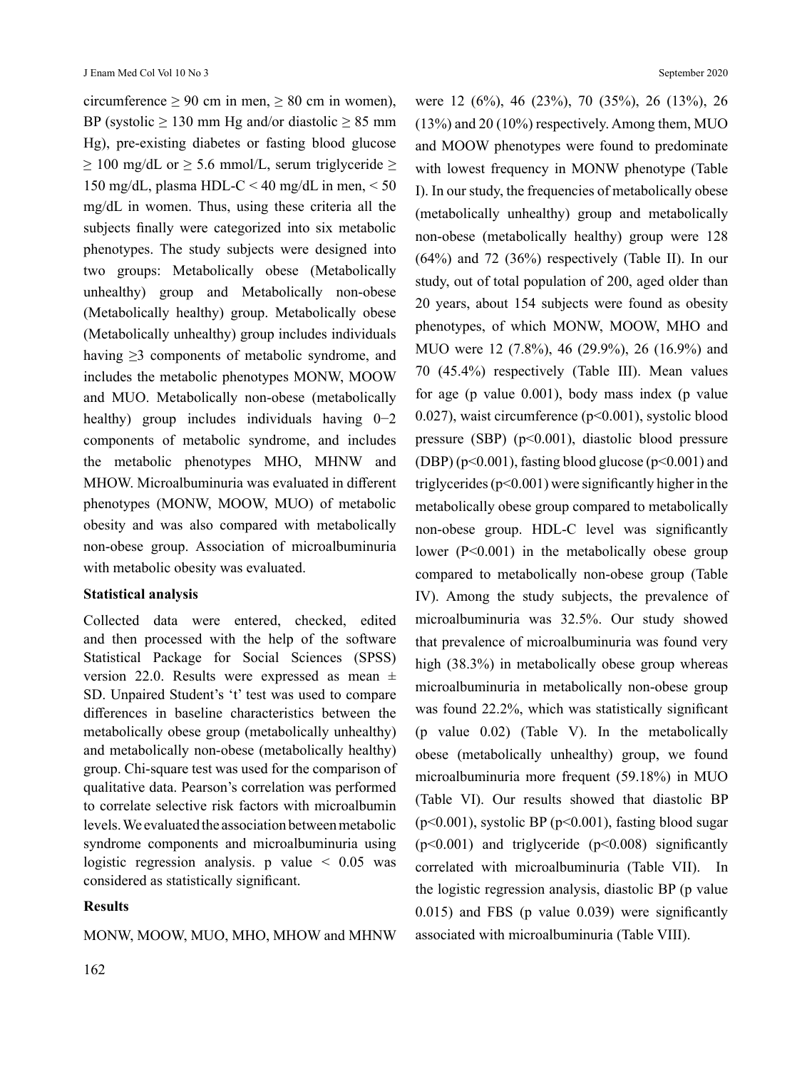circumference ≥ 90 cm in men, ≥ 80 cm in women), BP (systolic ≥ 130 mm Hg and/or diastolic ≥ 85 mm Hg), pre-existing diabetes or fasting blood glucose ≥ 100 mg/dL or ≥ 5.6 mmol/L, serum triglyceride ≥ 150 mg/dL, plasma HDL-C < 40 mg/dL in men, < 50 mg/dL in women. Thus, using these criteria all the subjects finally were categorized into six metabolic phenotypes. The study subjects were designed into two groups: Metabolically obese (Metabolically unhealthy) group and Metabolically non-obese (Metabolically healthy) group. Metabolically obese (Metabolically unhealthy) group includes individuals having ≥3 components of metabolic syndrome, and includes the metabolic phenotypes MONW, MOOW and MUO. Metabolically non-obese (metabolically healthy) group includes individuals having 0−2 components of metabolic syndrome, and includes the metabolic phenotypes MHO, MHNW and MHOW. Microalbuminuria was evaluated in different phenotypes (MONW, MOOW, MUO) of metabolic obesity and was also compared with metabolically non-obese group. Association of microalbuminuria with metabolic obesity was evaluated.

**Statistical analysis**

Collected data were entered, checked, edited and then processed with the help of the software Statistical Package for Social Sciences (SPSS) version 22.0. Results were expressed as mean ± SD. Unpaired Student's 't' test was used to compare differences in baseline characteristics between the metabolically obese group (metabolically unhealthy) and metabolically non-obese (metabolically healthy) group. Chi-square test was used for the comparison of qualitative data. Pearson's correlation was performed to correlate selective risk factors with microalbumin levels. We evaluated the association between metabolic syndrome components and microalbuminuria using logistic regression analysis. p value < 0.05 was considered as statistically significant.

**Results**

MONW, MOOW, MUO, MHO, MHOW and MHNW were 12 (6%), 46 (23%), 70 (35%), 26 (13%), 26 (13%) and 20 (10%) respectively. Among them, MUO and MOOW phenotypes were found to predominate with lowest frequency in MONW phenotype (Table I). In our study, the frequencies of metabolically obese (metabolically unhealthy) group and metabolically non-obese (metabolically healthy) group were 128 (64%) and 72 (36%) respectively (Table II). In our study, out of total population of 200, aged older than 20 years, about 154 subjects were found as obesity phenotypes, of which MONW, MOOW, MHO and MUO were 12 (7.8%), 46 (29.9%), 26 (16.9%) and 70 (45.4%) respectively (Table III). Mean values for age (p value 0.001), body mass index (p value 0.027), waist circumference (p<0.001), systolic blood pressure (SBP) (p<0.001), diastolic blood pressure (DBP) (p<0.001), fasting blood glucose (p<0.001) and triglycerides (p<0.001) were significantly higher in the metabolically obese group compared to metabolically non-obese group. HDL-C level was significantly lower (P<0.001) in the metabolically obese group compared to metabolically non-obese group (Table IV). Among the study subjects, the prevalence of microalbuminuria was 32.5%. Our study showed that prevalence of microalbuminuria was found very high (38.3%) in metabolically obese group whereas microalbuminuria in metabolically non-obese group was found 22.2%, which was statistically significant (p value 0.02) (Table V). In the metabolically obese (metabolically unhealthy) group, we found microalbuminuria more frequent (59.18%) in MUO (Table VI). Our results showed that diastolic BP (p<0.001), systolic BP (p<0.001), fasting blood sugar (p<0.001) and triglyceride (p<0.008) significantly correlated with microalbuminuria (Table VII). In the logistic regression analysis, diastolic BP (p value 0.015) and FBS (p value 0.039) were significantly associated with microalbuminuria (Table VIII).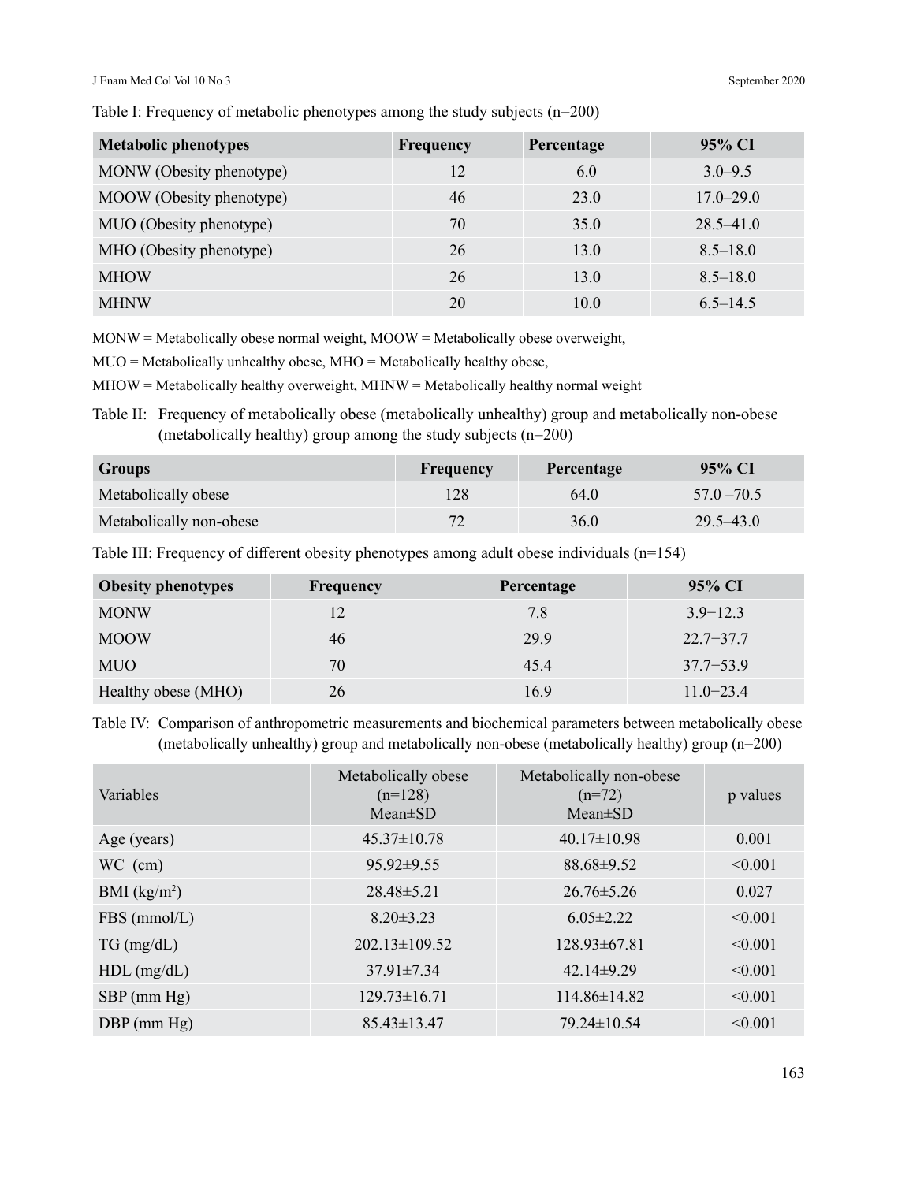Table I: Frequency of metabolic phenotypes among the study subjects (n=200)

| Metabolic phenotypes | Frequency | Percentage | 95% CI |
|---|---|---|---|
| MONW (Obesity phenotype) | 12 | 6.0 | 3.0–9.5 |
| MOOW (Obesity phenotype) | 46 | 23.0 | 17.0–29.0 |
| MUO (Obesity phenotype) | 70 | 35.0 | 28.5–41.0 |
| MHO (Obesity phenotype) | 26 | 13.0 | 8.5–18.0 |
| MHOW | 26 | 13.0 | 8.5–18.0 |
| MHNW | 20 | 10.0 | 6.5–14.5 |

MONW = Metabolically obese normal weight, MOOW = Metabolically obese overweight,

MUO = Metabolically unhealthy obese, MHO = Metabolically healthy obese,

MHOW = Metabolically healthy overweight, MHNW = Metabolically healthy normal weight

Table II: Frequency of metabolically obese (metabolically unhealthy) group and metabolically non-obese (metabolically healthy) group among the study subjects (n=200)

| Groups | Frequency | Percentage | 95% CI |
|---|---|---|---|
| Metabolically obese | 128 | 64.0 | 57.0 –70.5 |
| Metabolically non-obese | 72 | 36.0 | 29.5–43.0 |

Table III: Frequency of different obesity phenotypes among adult obese individuals (n=154)

| Obesity phenotypes | Frequency | Percentage | 95% CI |
|---|---|---|---|
| MONW | 12 | 7.8 | 3.9−12.3 |
| MOOW | 46 | 29.9 | 22.7−37.7 |
| MUO | 70 | 45.4 | 37.7−53.9 |
| Healthy obese (MHO) | 26 | 16.9 | 11.0−23.4 |

Table IV: Comparison of anthropometric measurements and biochemical parameters between metabolically obese (metabolically unhealthy) group and metabolically non-obese (metabolically healthy) group (n=200)

| Variables | Metabolically obese (n=128) Mean±SD | Metabolically non-obese (n=72) Mean±SD | p values |
|---|---|---|---|
| Age (years) | 45.37±10.78 | 40.17±10.98 | 0.001 |
| WC (cm) | 95.92±9.55 | 88.68±9.52 | <0.001 |
| BMI (kg/m$^2$) | 28.48±5.21 | 26.76±5.26 | 0.027 |
| FBS (mmol/L) | 8.20±3.23 | 6.05±2.22 | <0.001 |
| TG (mg/dL) | 202.13±109.52 | 128.93±67.81 | <0.001 |
| HDL (mg/dL) | 37.91±7.34 | 42.14±9.29 | <0.001 |
| SBP (mm Hg) | 129.73±16.71 | 114.86±14.82 | <0.001 |
| DBP (mm Hg) | 85.43±13.47 | 79.24±10.54 | <0.001 |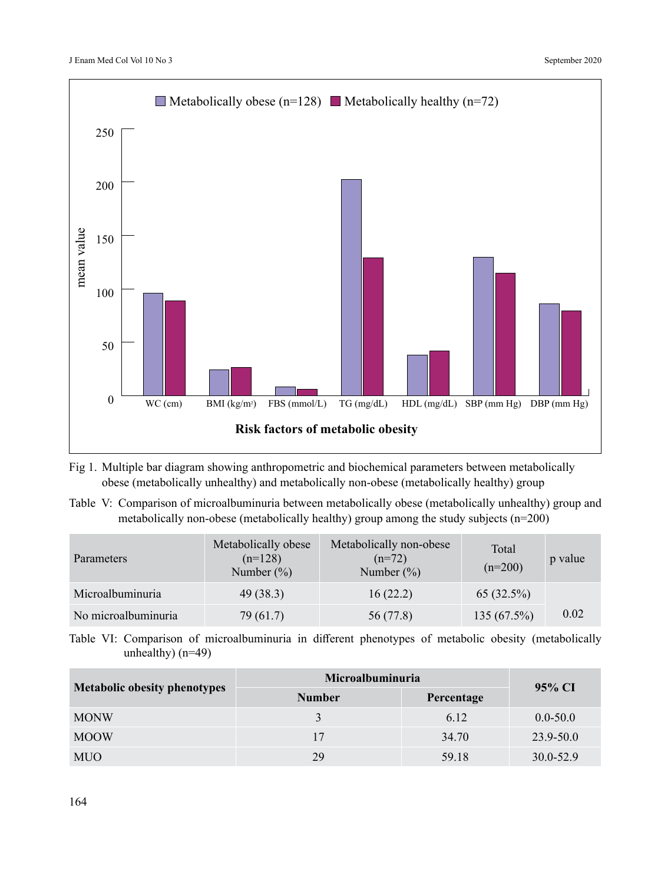Fig 1. Multiple bar diagram showing anthropometric and biochemical parameters between metabolically obese (metabolically unhealthy) and metabolically non-obese (metabolically healthy) group

Table V: Comparison of microalbuminuria between metabolically obese (metabolically unhealthy) group and metabolically non-obese (metabolically healthy) group among the study subjects (n=200)

| Parameters | Metabolically obese (n=128) Number (%) | Metabolically non-obese (n=72) Number (%) | Total (n=200) | p value |
|---|---|---|---|---|
| Microalbuminuria | 49 (38.3) | 16 (22.2) | 65 (32.5%) | |
| No microalbuminuria | 79 (61.7) | 56 (77.8) | 135 (67.5%) | 0.02 |

Table VI: Comparison of microalbuminuria in different phenotypes of metabolic obesity (metabolically unhealthy) (n=49)

| **Metabolic obesity phenotypes** | **Microalbuminuria** | | **95% CI** |
|---|---|---|---|
| | **Number** | **Percentage** | |
| MONW | 3 | 6.12 | 0.0-50.0 |
| MOOW | 17 | 34.70 | 23.9-50.0 |
| MUO | 29 | 59.18 | 30.0-52.9 |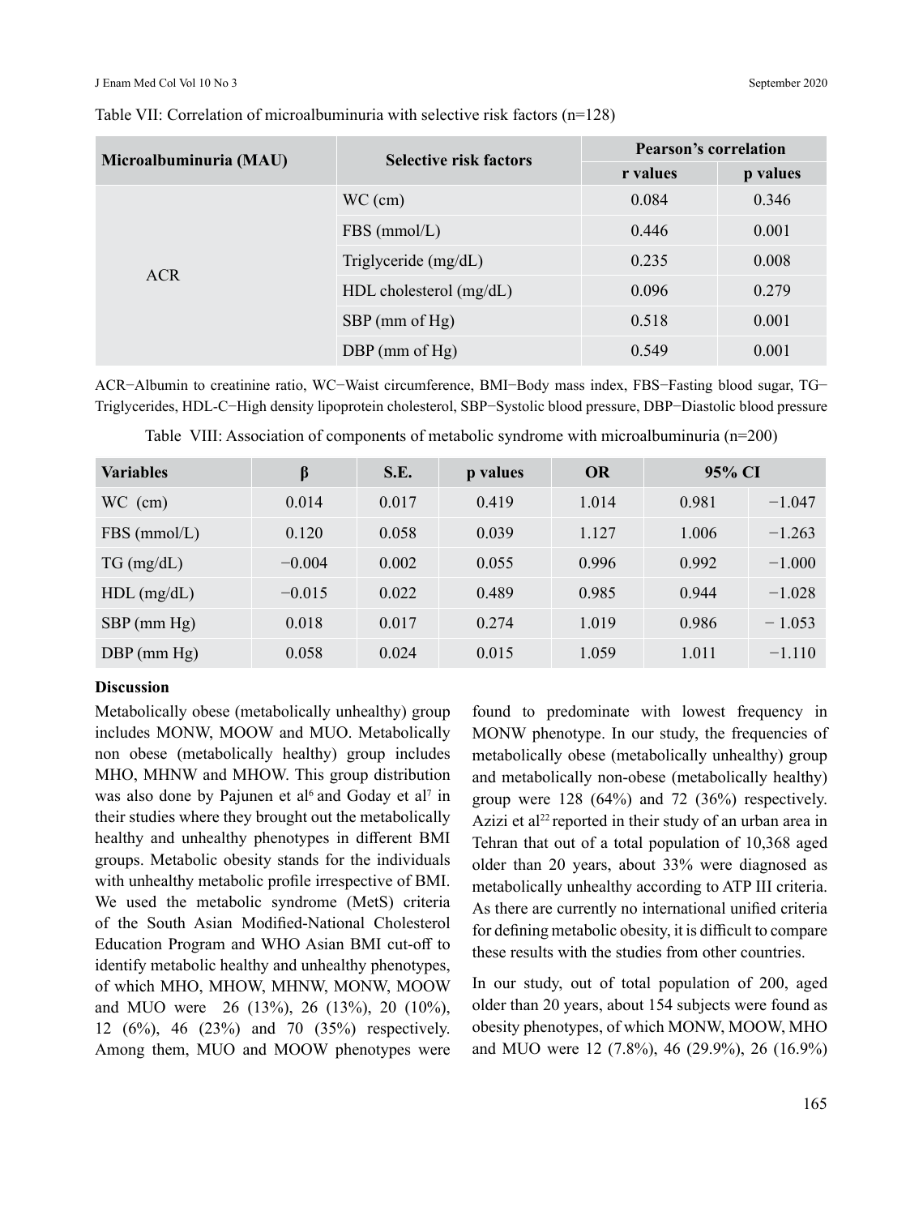Table VII: Correlation of microalbuminuria with selective risk factors (n=128)

| Microalbuminuria (MAU) | Selective risk factors | Pearson's correlation | |
|---|---|---|---|
| | | r values | p values |
| ACR | WC (cm) | 0.084 | 0.346 |
| | FBS (mmol/L) | 0.446 | 0.001 |
| | Triglyceride (mg/dL) | 0.235 | 0.008 |
| | HDL cholesterol (mg/dL) | 0.096 | 0.279 |
| | SBP (mm of Hg) | 0.518 | 0.001 |
| | DBP (mm of Hg) | 0.549 | 0.001 |

ACR−Albumin to creatinine ratio, WC−Waist circumference, BMI−Body mass index, FBS−Fasting blood sugar, TG−Triglycerides, HDL-C−High density lipoprotein cholesterol, SBP−Systolic blood pressure, DBP−Diastolic blood pressure

Table VIII: Association of components of metabolic syndrome with microalbuminuria (n=200)

| Variables | β | S.E. | p values | OR | 95% CI | |
|---|---|---|---|---|---|---|
| WC (cm) | 0.014 | 0.017 | 0.419 | 1.014 | 0.981 | −1.047 |
| FBS (mmol/L) | 0.120 | 0.058 | 0.039 | 1.127 | 1.006 | −1.263 |
| TG (mg/dL) | −0.004 | 0.002 | 0.055 | 0.996 | 0.992 | −1.000 |
| HDL (mg/dL) | −0.015 | 0.022 | 0.489 | 0.985 | 0.944 | −1.028 |
| SBP (mm Hg) | 0.018 | 0.017 | 0.274 | 1.019 | 0.986 | − 1.053 |
| DBP (mm Hg) | 0.058 | 0.024 | 0.015 | 1.059 | 1.011 | −1.110 |

## Discussion

Metabolically obese (metabolically unhealthy) group includes MONW, MOOW and MUO. Metabolically non obese (metabolically healthy) group includes MHO, MHNW and MHOW. This group distribution was also done by Pajunen et al[6] and Goday et al[7] in their studies where they brought out the metabolically healthy and unhealthy phenotypes in different BMI groups. Metabolic obesity stands for the individuals with unhealthy metabolic profile irrespective of BMI. We used the metabolic syndrome (MetS) criteria of the South Asian Modified-National Cholesterol Education Program and WHO Asian BMI cut-off to identify metabolic healthy and unhealthy phenotypes, of which MHO, MHOW, MHNW, MONW, MOOW and MUO were 26 (13%), 26 (13%), 20 (10%), 12 (6%), 46 (23%) and 70 (35%) respectively. Among them, MUO and MOOW phenotypes were found to predominate with lowest frequency in MONW phenotype. In our study, the frequencies of metabolically obese (metabolically unhealthy) group and metabolically non-obese (metabolically healthy) group were 128 (64%) and 72 (36%) respectively. Azizi et al[22] reported in their study of an urban area in Tehran that out of a total population of 10,368 aged older than 20 years, about 33% were diagnosed as metabolically unhealthy according to ATP III criteria. As there are currently no international unified criteria for defining metabolic obesity, it is difficult to compare these results with the studies from other countries.

In our study, out of total population of 200, aged older than 20 years, about 154 subjects were found as obesity phenotypes, of which MONW, MOOW, MHO and MUO were 12 (7.8%), 46 (29.9%), 26 (16.9%)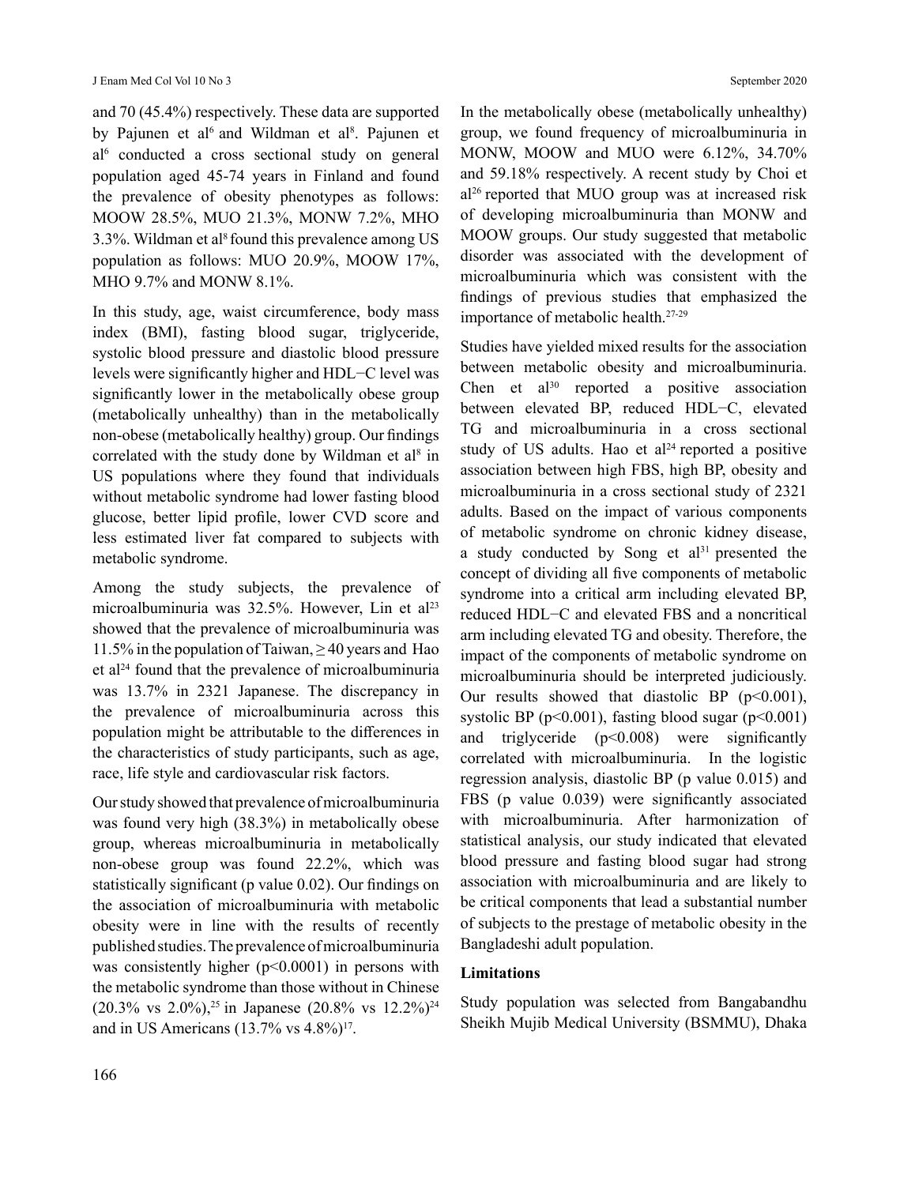and 70 (45.4%) respectively. These data are supported by Pajunen et al[6] and Wildman et al[8]. Pajunen et al[6] conducted a cross sectional study on general population aged 45-74 years in Finland and found the prevalence of obesity phenotypes as follows: MOOW 28.5%, MUO 21.3%, MONW 7.2%, MHO 3.3%. Wildman et al[8] found this prevalence among US population as follows: MUO 20.9%, MOOW 17%, MHO 9.7% and MONW 8.1%.

In this study, age, waist circumference, body mass index (BMI), fasting blood sugar, triglyceride, systolic blood pressure and diastolic blood pressure levels were significantly higher and HDL−C level was significantly lower in the metabolically obese group (metabolically unhealthy) than in the metabolically non-obese (metabolically healthy) group. Our findings correlated with the study done by Wildman et al[8] in US populations where they found that individuals without metabolic syndrome had lower fasting blood glucose, better lipid profile, lower CVD score and less estimated liver fat compared to subjects with metabolic syndrome.

Among the study subjects, the prevalence of microalbuminuria was 32.5%. However, Lin et al[23] showed that the prevalence of microalbuminuria was 11.5% in the population of Taiwan, $\geq 40$ years and Hao et al[24] found that the prevalence of microalbuminuria was 13.7% in 2321 Japanese. The discrepancy in the prevalence of microalbuminuria across this population might be attributable to the differences in the characteristics of study participants, such as age, race, life style and cardiovascular risk factors.

Our study showed that prevalence of microalbuminuria was found very high (38.3%) in metabolically obese group, whereas microalbuminuria in metabolically non-obese group was found 22.2%, which was statistically significant (p value 0.02). Our findings on the association of microalbuminuria with metabolic obesity were in line with the results of recently published studies. The prevalence of microalbuminuria was consistently higher ($p<0.0001$) in persons with the metabolic syndrome than those without in Chinese (20.3% vs 2.0%),[25] in Japanese (20.8% vs 12.2%)[24] and in US Americans (13.7% vs 4.8%)[17].

In the metabolically obese (metabolically unhealthy) group, we found frequency of microalbuminuria in MONW, MOOW and MUO were 6.12%, 34.70% and 59.18% respectively. A recent study by Choi et al[26] reported that MUO group was at increased risk of developing microalbuminuria than MONW and MOOW groups. Our study suggested that metabolic disorder was associated with the development of microalbuminuria which was consistent with the findings of previous studies that emphasized the importance of metabolic health.[27-29]

Studies have yielded mixed results for the association between metabolic obesity and microalbuminuria. Chen et al[30] reported a positive association between elevated BP, reduced HDL−C, elevated TG and microalbuminuria in a cross sectional study of US adults. Hao et al[24] reported a positive association between high FBS, high BP, obesity and microalbuminuria in a cross sectional study of 2321 adults. Based on the impact of various components of metabolic syndrome on chronic kidney disease, a study conducted by Song et al[31] presented the concept of dividing all five components of metabolic syndrome into a critical arm including elevated BP, reduced HDL−C and elevated FBS and a noncritical arm including elevated TG and obesity. Therefore, the impact of the components of metabolic syndrome on microalbuminuria should be interpreted judiciously. Our results showed that diastolic BP ($p<0.001$), systolic BP ($p<0.001$), fasting blood sugar ($p<0.001$) and triglyceride ($p<0.008$) were significantly correlated with microalbuminuria. In the logistic regression analysis, diastolic BP (p value 0.015) and FBS (p value 0.039) were significantly associated with microalbuminuria. After harmonization of statistical analysis, our study indicated that elevated blood pressure and fasting blood sugar had strong association with microalbuminuria and are likely to be critical components that lead a substantial number of subjects to the prestage of metabolic obesity in the Bangladeshi adult population.

## Limitations

Study population was selected from Bangabandhu Sheikh Mujib Medical University (BSMMU), Dhaka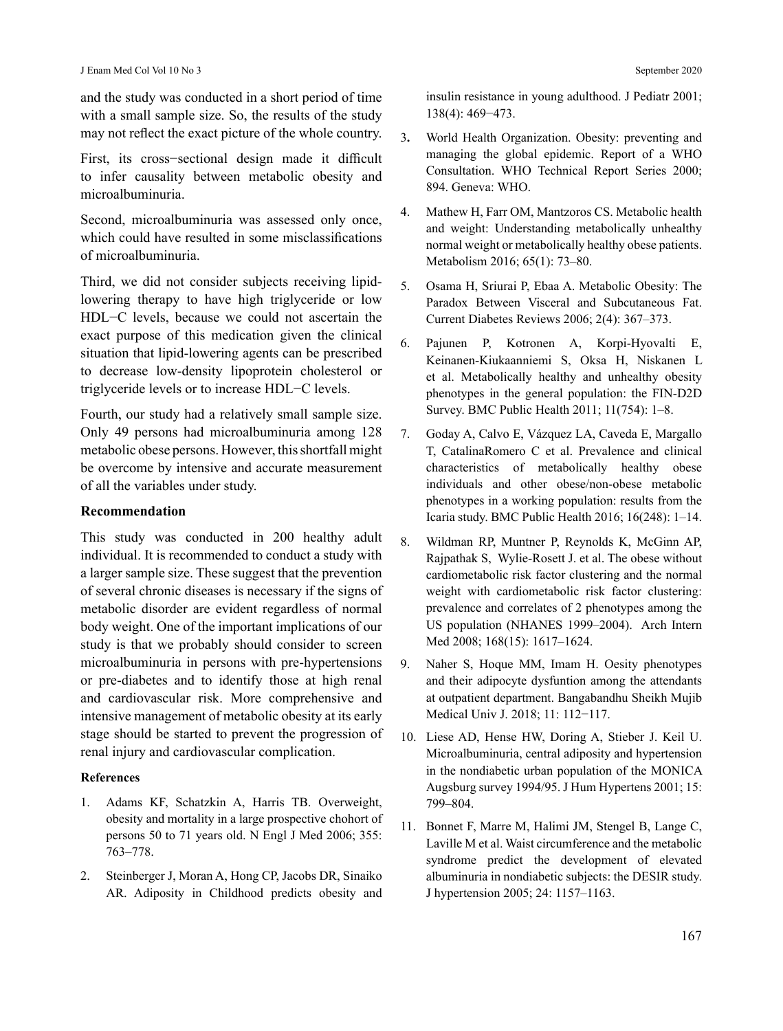and the study was conducted in a short period of time with a small sample size. So, the results of the study may not reflect the exact picture of the whole country.

First, its cross−sectional design made it difficult to infer causality between metabolic obesity and microalbuminuria.

Second, microalbuminuria was assessed only once, which could have resulted in some misclassifications of microalbuminuria.

Third, we did not consider subjects receiving lipid-lowering therapy to have high triglyceride or low HDL−C levels, because we could not ascertain the exact purpose of this medication given the clinical situation that lipid-lowering agents can be prescribed to decrease low-density lipoprotein cholesterol or triglyceride levels or to increase HDL−C levels.

Fourth, our study had a relatively small sample size. Only 49 persons had microalbuminuria among 128 metabolic obese persons. However, this shortfall might be overcome by intensive and accurate measurement of all the variables under study.

### Recommendation

This study was conducted in 200 healthy adult individual. It is recommended to conduct a study with a larger sample size. These suggest that the prevention of several chronic diseases is necessary if the signs of metabolic disorder are evident regardless of normal body weight. One of the important implications of our study is that we probably should consider to screen microalbuminuria in persons with pre-hypertensions or pre-diabetes and to identify those at high renal and cardiovascular risk. More comprehensive and intensive management of metabolic obesity at its early stage should be started to prevent the progression of renal injury and cardiovascular complication.

#### References

1. Adams KF, Schatzkin A, Harris TB. Overweight, obesity and mortality in a large prospective chohort of persons 50 to 71 years old. N Engl J Med 2006; 355: 763–778.
2. Steinberger J, Moran A, Hong CP, Jacobs DR, Sinaiko AR. Adiposity in Childhood predicts obesity and insulin resistance in young adulthood. J Pediatr 2001; 138(4): 469−473.
3. World Health Organization. Obesity: preventing and managing the global epidemic. Report of a WHO Consultation. WHO Technical Report Series 2000; 894. Geneva: WHO.
4. Mathew H, Farr OM, Mantzoros CS. Metabolic health and weight: Understanding metabolically unhealthy normal weight or metabolically healthy obese patients. Metabolism 2016; 65(1): 73–80.
5. Osama H, Sriurai P, Ebaa A. Metabolic Obesity: The Paradox Between Visceral and Subcutaneous Fat. Current Diabetes Reviews 2006; 2(4): 367–373.
6. Pajunen P, Kotronen A, Korpi-Hyovalti E, Keinanen-Kiukaanniemi S, Oksa H, Niskanen L et al. Metabolically healthy and unhealthy obesity phenotypes in the general population: the FIN-D2D Survey. BMC Public Health 2011; 11(754): 1–8.
7. Goday A, Calvo E, Vázquez LA, Caveda E, Margallo T, CatalinaRomero C et al. Prevalence and clinical characteristics of metabolically healthy obese individuals and other obese/non-obese metabolic phenotypes in a working population: results from the Icaria study. BMC Public Health 2016; 16(248): 1–14.
8. Wildman RP, Muntner P, Reynolds K, McGinn AP, Rajpathak S, Wylie-Rosett J. et al. The obese without cardiometabolic risk factor clustering and the normal weight with cardiometabolic risk factor clustering: prevalence and correlates of 2 phenotypes among the US population (NHANES 1999–2004). Arch Intern Med 2008; 168(15): 1617–1624.
9. Naher S, Hoque MM, Imam H. Oesity phenotypes and their adipocyte dysfuntion among the attendants at outpatient department. Bangabandhu Sheikh Mujib Medical Univ J. 2018; 11: 112−117.
10. Liese AD, Hense HW, Doring A, Stieber J. Keil U. Microalbuminuria, central adiposity and hypertension in the nondiabetic urban population of the MONICA Augsburg survey 1994/95. J Hum Hypertens 2001; 15: 799–804.
11. Bonnet F, Marre M, Halimi JM, Stengel B, Lange C, Laville M et al. Waist circumference and the metabolic syndrome predict the development of elevated albuminuria in nondiabetic subjects: the DESIR study. J hypertension 2005; 24: 1157–1163.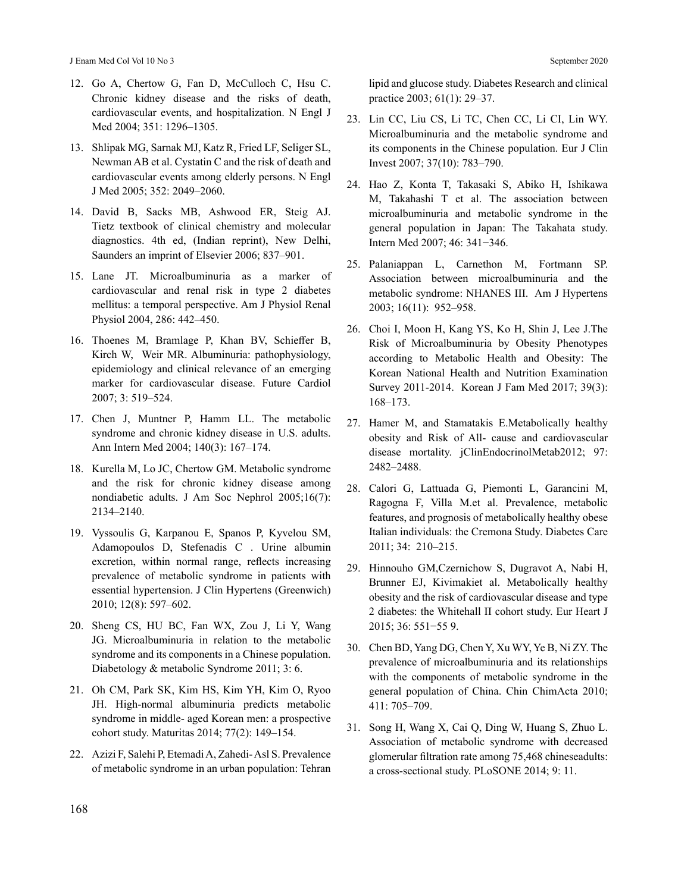12. Go A, Chertow G, Fan D, McCulloch C, Hsu C. Chronic kidney disease and the risks of death, cardiovascular events, and hospitalization. N Engl J Med 2004; 351: 1296–1305.

13. Shlipak MG, Sarnak MJ, Katz R, Fried LF, Seliger SL, Newman AB et al. Cystatin C and the risk of death and cardiovascular events among elderly persons. N Engl J Med 2005; 352: 2049–2060.

14. David B, Sacks MB, Ashwood ER, Steig AJ. Tietz textbook of clinical chemistry and molecular diagnostics. 4th ed, (Indian reprint), New Delhi, Saunders an imprint of Elsevier 2006; 837–901.

15. Lane JT. Microalbuminuria as a marker of cardiovascular and renal risk in type 2 diabetes mellitus: a temporal perspective. Am J Physiol Renal Physiol 2004, 286: 442–450.

16. Thoenes M, Bramlage P, Khan BV, Schieffer B, Kirch W, Weir MR. Albuminuria: pathophysiology, epidemiology and clinical relevance of an emerging marker for cardiovascular disease. Future Cardiol 2007; 3: 519–524.

17. Chen J, Muntner P, Hamm LL. The metabolic syndrome and chronic kidney disease in U.S. adults. Ann Intern Med 2004; 140(3): 167–174.

18. Kurella M, Lo JC, Chertow GM. Metabolic syndrome and the risk for chronic kidney disease among nondiabetic adults. J Am Soc Nephrol 2005;16(7): 2134–2140.

19. Vyssoulis G, Karpanou E, Spanos P, Kyvelou SM, Adamopoulos D, Stefenadis C . Urine albumin excretion, within normal range, reflects increasing prevalence of metabolic syndrome in patients with essential hypertension. J Clin Hypertens (Greenwich) 2010; 12(8): 597–602.

20. Sheng CS, HU BC, Fan WX, Zou J, Li Y, Wang JG. Microalbuminuria in relation to the metabolic syndrome and its components in a Chinese population. Diabetology & metabolic Syndrome 2011; 3: 6.

21. Oh CM, Park SK, Kim HS, Kim YH, Kim O, Ryoo JH. High-normal albuminuria predicts metabolic syndrome in middle- aged Korean men: a prospective cohort study. Maturitas 2014; 77(2): 149–154.

22. Azizi F, Salehi P, Etemadi A, Zahedi- Asl S. Prevalence of metabolic syndrome in an urban population: Tehran lipid and glucose study. Diabetes Research and clinical practice 2003; 61(1): 29–37.

23. Lin CC, Liu CS, Li TC, Chen CC, Li CI, Lin WY. Microalbuminuria and the metabolic syndrome and its components in the Chinese population. Eur J Clin Invest 2007; 37(10): 783–790.

24. Hao Z, Konta T, Takasaki S, Abiko H, Ishikawa M, Takahashi T et al. The association between microalbuminuria and metabolic syndrome in the general population in Japan: The Takahata study. Intern Med 2007; 46: 341−346.

25. Palaniappan L, Carnethon M, Fortmann SP. Association between microalbuminuria and the metabolic syndrome: NHANES III. Am J Hypertens 2003; 16(11): 952–958.

26. Choi I, Moon H, Kang YS, Ko H, Shin J, Lee J.The Risk of Microalbuminuria by Obesity Phenotypes according to Metabolic Health and Obesity: The Korean National Health and Nutrition Examination Survey 2011-2014. Korean J Fam Med 2017; 39(3): 168–173.

27. Hamer M, and Stamatakis E.Metabolically healthy obesity and Risk of All- cause and cardiovascular disease mortality. jClinEndocrinolMetab2012; 97: 2482–2488.

28. Calori G, Lattuada G, Piemonti L, Garancini M, Ragogna F, Villa M.et al. Prevalence, metabolic features, and prognosis of metabolically healthy obese Italian individuals: the Cremona Study. Diabetes Care 2011; 34: 210–215.

29. Hinnouho GM,Czernichow S, Dugravot A, Nabi H, Brunner EJ, Kivimakiet al. Metabolically healthy obesity and the risk of cardiovascular disease and type 2 diabetes: the Whitehall II cohort study. Eur Heart J 2015; 36: 551−55 9.

30. Chen BD, Yang DG, Chen Y, Xu WY, Ye B, Ni ZY. The prevalence of microalbuminuria and its relationships with the components of metabolic syndrome in the general population of China. Chin ChimActa 2010; 411: 705–709.

31. Song H, Wang X, Cai Q, Ding W, Huang S, Zhuo L. Association of metabolic syndrome with decreased glomerular filtration rate among 75,468 chineseadults: a cross-sectional study. PLoSONE 2014; 9: 11.